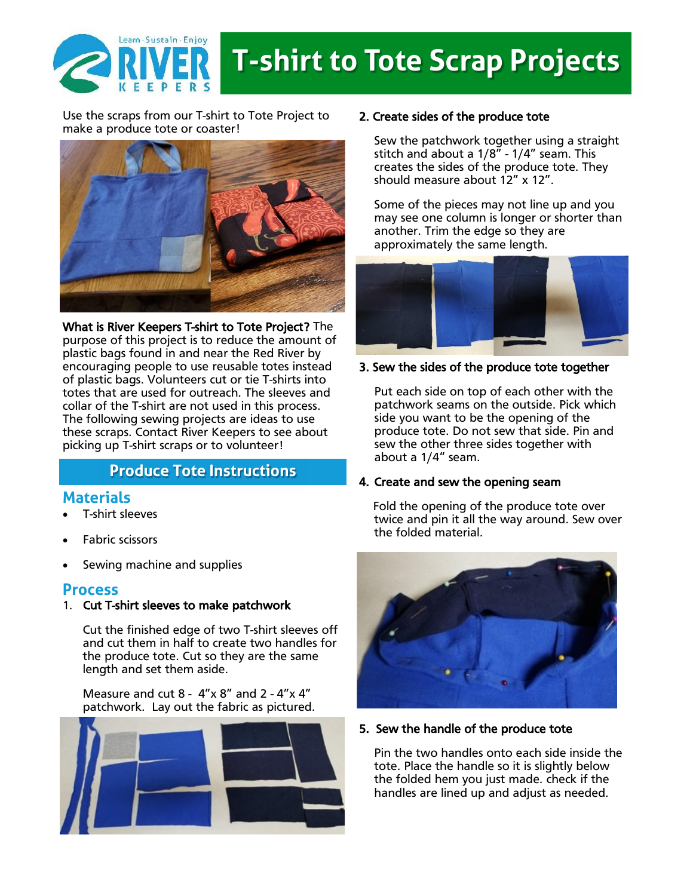# T-shirt to Tote Scrap Projects

Use the scraps from our T-shirt to Tote Project to make a produce tote or coaster!

**What is River Keepers T-shirt to Tote Project?** The purpose of this project is to reduce the amount of plastic bags found in and near the Red River by encouraging people to use reusable totes instead of plastic bags. Volunteers cut or tie T-shirts into totes that are used for outreach. The sleeves and collar of the T-shirt are not used in this process. The following sewing projects are ideas to use these scraps. Contact River Keepers to see about picking up T-shirt scraps or to volunteer!

## Produce Tote Instructions

### Materials

- T-shirt sleeves
- Fabric scissors
- Sewing machine and supplies

### Process

1. **Cut T-shirt sleeves to make patchwork**

   Cut the finished edge of two T-shirt sleeves off and cut them in half to create two handles for the produce tote. Cut so they are the same length and set them aside.

   Measure and cut 8 - 4"x 8" and 2 - 4"x 4" patchwork. Lay out the fabric as pictured.

2. **Create sides of the produce tote**

   Sew the patchwork together using a straight stitch and about a 1/8" - 1/4" seam. This creates the sides of the produce tote. They should measure about 12" x 12".

   Some of the pieces may not line up and you may see one column is longer or shorter than another. Trim the edge so they are approximately the same length.

3. **Sew the sides of the produce tote together**

   Put each side on top of each other with the patchwork seams on the outside. Pick which side you want to be the opening of the produce tote. Do not sew that side. Pin and sew the other three sides together with about a 1/4" seam.

4. **Create and sew the opening seam**

   Fold the opening of the produce tote over twice and pin it all the way around. Sew over the folded material.

5. **Sew the handle of the produce tote**

   Pin the two handles onto each side inside the tote. Place the handle so it is slightly below the folded hem you just made. check if the handles are lined up and adjust as needed.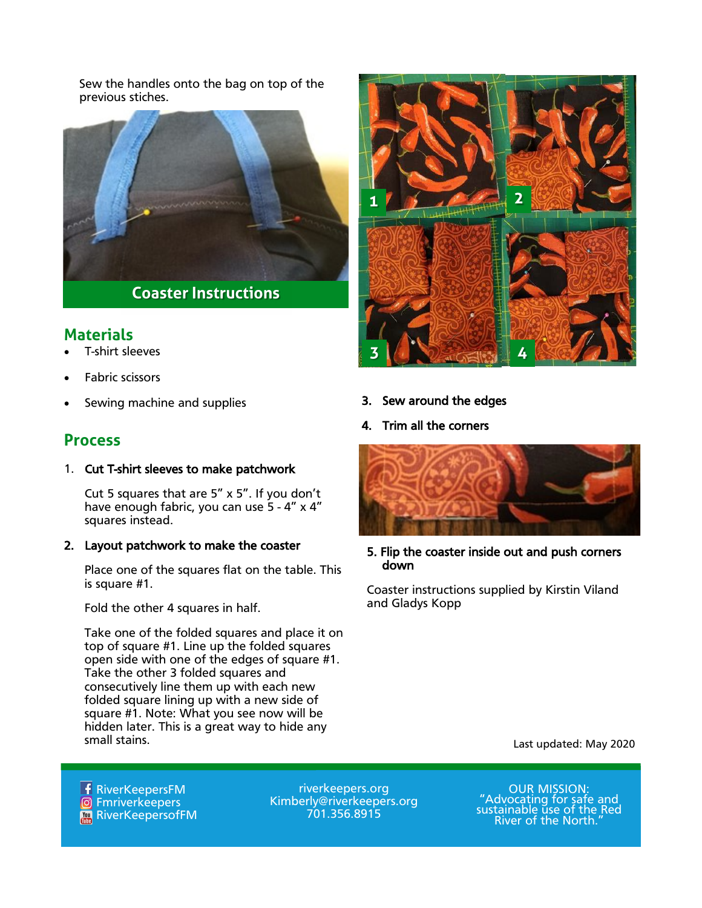Sew the handles onto the bag on top of the previous stiches.

## Coaster Instructions

### Materials

- T-shirt sleeves
- Fabric scissors
- Sewing machine and supplies

### Process

1. **Cut T-shirt sleeves to make patchwork**

   Cut 5 squares that are 5” x 5”. If you don’t have enough fabric, you can use 5 - 4” x 4” squares instead.

2. **Layout patchwork to make the coaster**

   Place one of the squares flat on the table. This is square #1.

   Fold the other 4 squares in half.

   Take one of the folded squares and place it on top of square #1. Line up the folded squares open side with one of the edges of square #1. Take the other 3 folded squares and consecutively line them up with each new folded square lining up with a new side of square #1. Note: What you see now will be hidden later. This is a great way to hide any small stains.

3. **Sew around the edges**

4. **Trim all the corners**

5. **Flip the coaster inside out and push corners down**

Coaster instructions supplied by Kirstin Viland and Gladys Kopp

Last updated: May 2020

RiverKeepersFM
Fmriverkeepers
RiverKeepersofFM

riverkeepers.org
Kimberly@riverkeepers.org
701.356.8915

OUR MISSION:
“Advocating for safe and sustainable use of the Red River of the North.”